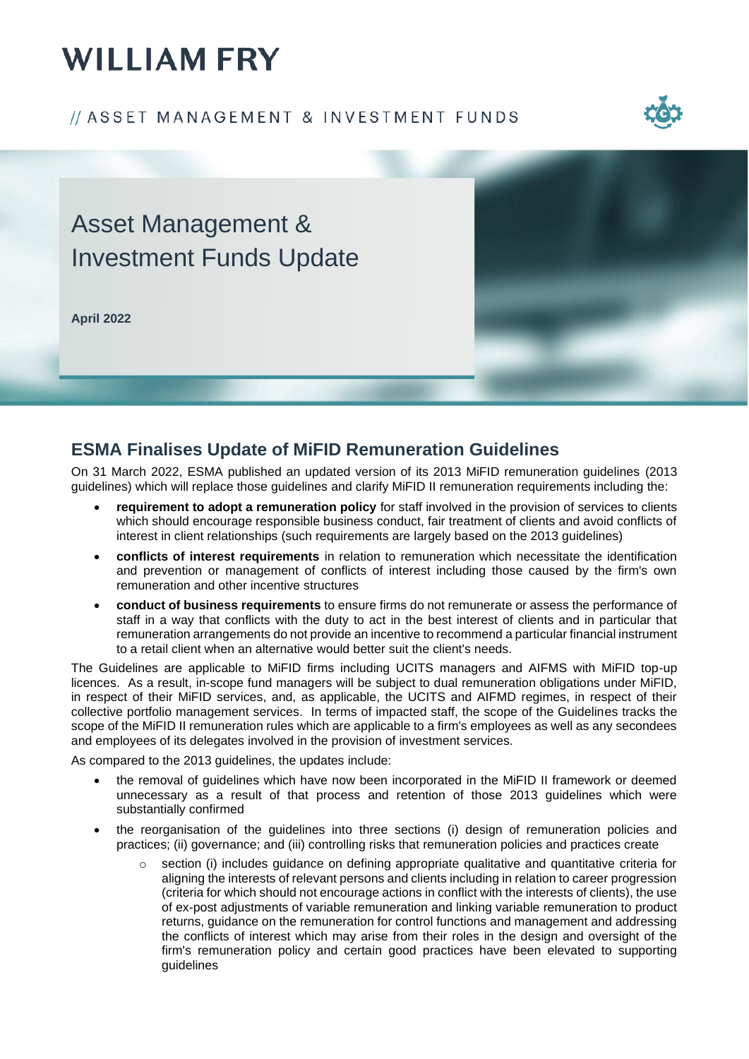# WILLIAM FRY

// ASSET MANAGEMENT & INVESTMENT FUNDS

# Asset Management & Investment Funds Update

**April 2022**

## ESMA Finalises Update of MiFID Remuneration Guidelines

On 31 March 2022, ESMA published an updated version of its 2013 MiFID remuneration guidelines (2013 guidelines) which will replace those guidelines and clarify MiFID II remuneration requirements including the:

- **requirement to adopt a remuneration policy** for staff involved in the provision of services to clients which should encourage responsible business conduct, fair treatment of clients and avoid conflicts of interest in client relationships (such requirements are largely based on the 2013 guidelines)
- **conflicts of interest requirements** in relation to remuneration which necessitate the identification and prevention or management of conflicts of interest including those caused by the firm's own remuneration and other incentive structures
- **conduct of business requirements** to ensure firms do not remunerate or assess the performance of staff in a way that conflicts with the duty to act in the best interest of clients and in particular that remuneration arrangements do not provide an incentive to recommend a particular financial instrument to a retail client when an alternative would better suit the client's needs.

The Guidelines are applicable to MiFID firms including UCITS managers and AIFMS with MiFID top-up licences. As a result, in-scope fund managers will be subject to dual remuneration obligations under MiFID, in respect of their MiFID services, and, as applicable, the UCITS and AIFMD regimes, in respect of their collective portfolio management services. In terms of impacted staff, the scope of the Guidelines tracks the scope of the MiFID II remuneration rules which are applicable to a firm's employees as well as any secondees and employees of its delegates involved in the provision of investment services.

As compared to the 2013 guidelines, the updates include:

- the removal of guidelines which have now been incorporated in the MiFID II framework or deemed unnecessary as a result of that process and retention of those 2013 guidelines which were substantially confirmed
- the reorganisation of the guidelines into three sections (i) design of remuneration policies and practices; (ii) governance; and (iii) controlling risks that remuneration policies and practices create
  - section (i) includes guidance on defining appropriate qualitative and quantitative criteria for aligning the interests of relevant persons and clients including in relation to career progression (criteria for which should not encourage actions in conflict with the interests of clients), the use of ex-post adjustments of variable remuneration and linking variable remuneration to product returns, guidance on the remuneration for control functions and management and addressing the conflicts of interest which may arise from their roles in the design and oversight of the firm's remuneration policy and certain good practices have been elevated to supporting guidelines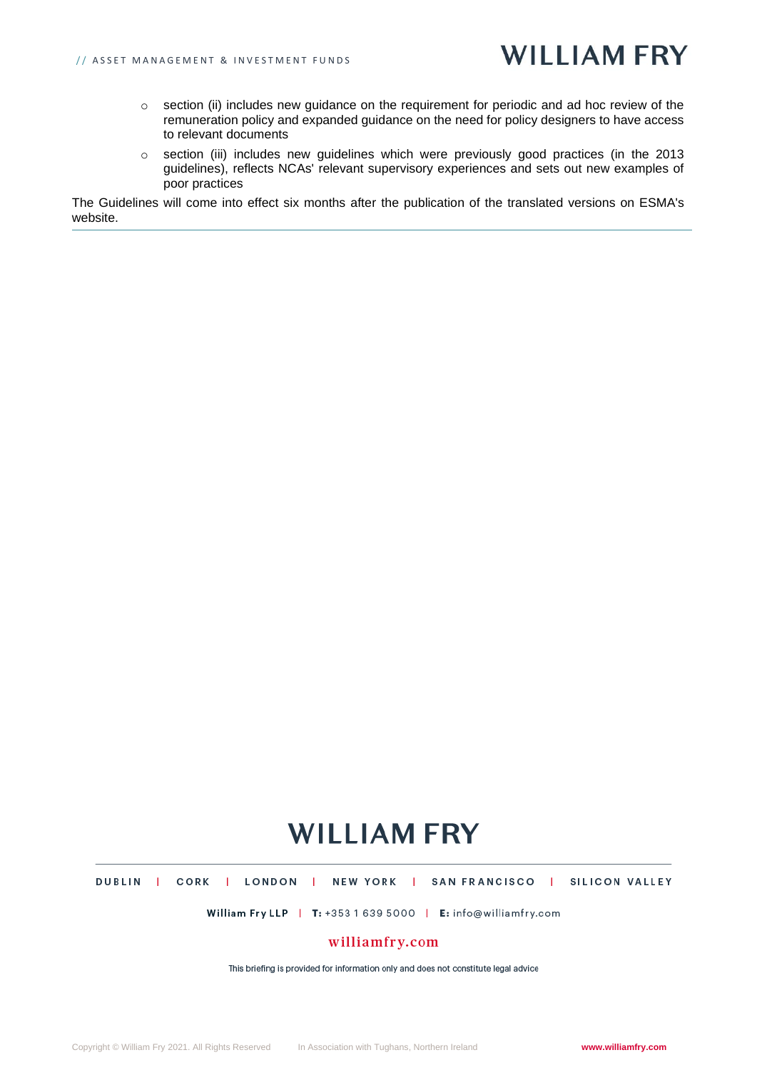- section (ii) includes new guidance on the requirement for periodic and ad hoc review of the remuneration policy and expanded guidance on the need for policy designers to have access to relevant documents
- section (iii) includes new guidelines which were previously good practices (in the 2013 guidelines), reflects NCAs' relevant supervisory experiences and sets out new examples of poor practices

The Guidelines will come into effect six months after the publication of the translated versions on ESMA's website.

WILLIAM FRY

DUBLIN | CORK | LONDON | NEW YORK | SAN FRANCISCO | SILICON VALLEY

**William Fry LLP** | **T:** +353 1 639 5000 | **E:** info@williamfry.com

williamfry.com

This briefing is provided for information only and does not constitute legal advice